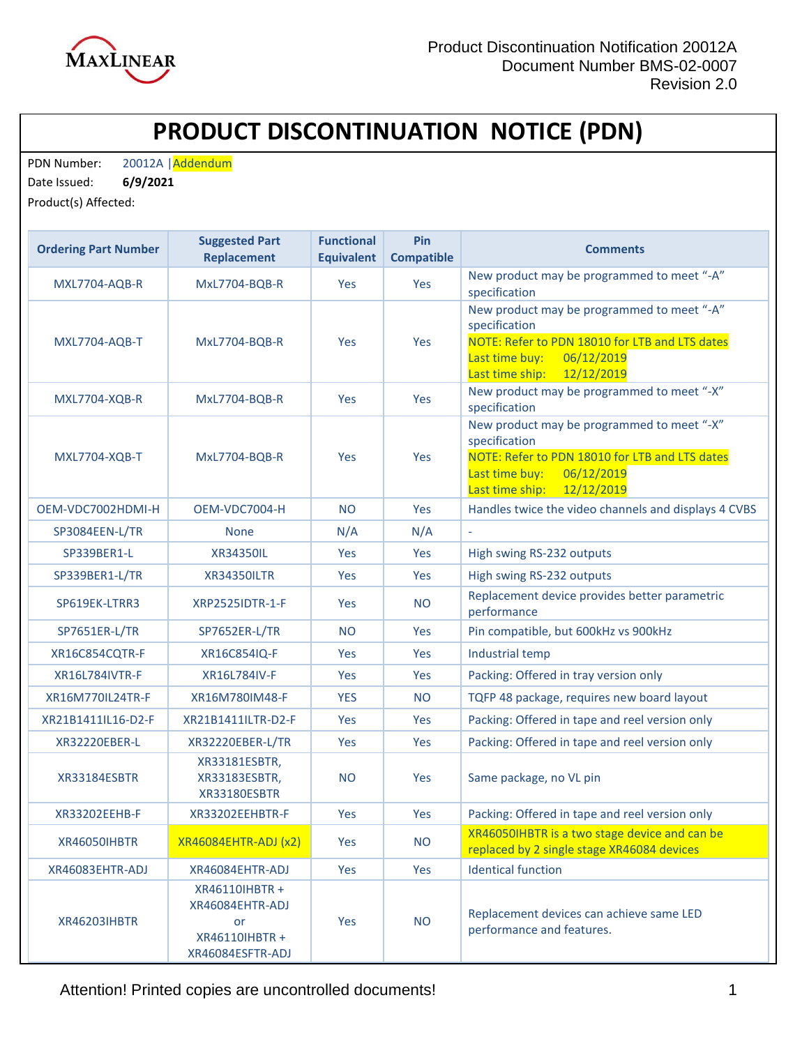# PRODUCT DISCONTINUATION NOTICE (PDN)

PDN Number: 20012A | Addendum

Date Issued: **6/9/2021**

Product(s) Affected:

| Ordering Part Number | Suggested Part Replacement | Functional Equivalent | Pin Compatible | Comments |
|---|---|---|---|---|
| MXL7704-AQB-R | MxL7704-BQB-R | Yes | Yes | New product may be programmed to meet "-A" specification |
| MXL7704-AQB-T | MxL7704-BQB-R | Yes | Yes | New product may be programmed to meet "-A" specification<br>NOTE: Refer to PDN 18010 for LTB and LTS dates<br>Last time buy: 06/12/2019<br>Last time ship: 12/12/2019 |
| MXL7704-XQB-R | MxL7704-BQB-R | Yes | Yes | New product may be programmed to meet "-X" specification |
| MXL7704-XQB-T | MxL7704-BQB-R | Yes | Yes | New product may be programmed to meet "-X" specification<br>NOTE: Refer to PDN 18010 for LTB and LTS dates<br>Last time buy: 06/12/2019<br>Last time ship: 12/12/2019 |
| OEM-VDC7002HDMI-H | OEM-VDC7004-H | NO | Yes | Handles twice the video channels and displays 4 CVBS |
| SP3084EEN-L/TR | None | N/A | N/A | - |
| SP339BER1-L | XR34350IL | Yes | Yes | High swing RS-232 outputs |
| SP339BER1-L/TR | XR34350ILTR | Yes | Yes | High swing RS-232 outputs |
| SP619EK-LTRR3 | XRP2525IDTR-1-F | Yes | NO | Replacement device provides better parametric performance |
| SP7651ER-L/TR | SP7652ER-L/TR | NO | Yes | Pin compatible, but 600kHz vs 900kHz |
| XR16C854CQTR-F | XR16C854IQ-F | Yes | Yes | Industrial temp |
| XR16L784IVTR-F | XR16L784IV-F | Yes | Yes | Packing: Offered in tray version only |
| XR16M770IL24TR-F | XR16M780IM48-F | YES | NO | TQFP 48 package, requires new board layout |
| XR21B1411IL16-D2-F | XR21B1411ILTR-D2-F | Yes | Yes | Packing: Offered in tape and reel version only |
| XR32220EBER-L | XR32220EBER-L/TR | Yes | Yes | Packing: Offered in tape and reel version only |
| XR33184ESBTR | XR33181ESBTR,<br>XR33183ESBTR,<br>XR33180ESBTR | NO | Yes | Same package, no VL pin |
| XR33202EEHB-F | XR33202EEHBTR-F | Yes | Yes | Packing: Offered in tape and reel version only |
| XR46050IHBTR | XR46084EHTR-ADJ (x2) | Yes | NO | XR46050IHBTR is a two stage device and can be replaced by 2 single stage XR46084 devices |
| XR46083EHTR-ADJ | XR46084EHTR-ADJ | Yes | Yes | Identical function |
| XR46203IHBTR | XR46110IHBTR +<br>XR46084EHTR-ADJ<br>or<br>XR46110IHBTR +<br>XR46084ESFTR-ADJ | Yes | NO | Replacement devices can achieve same LED performance and features. |

Attention! Printed copies are uncontrolled documents!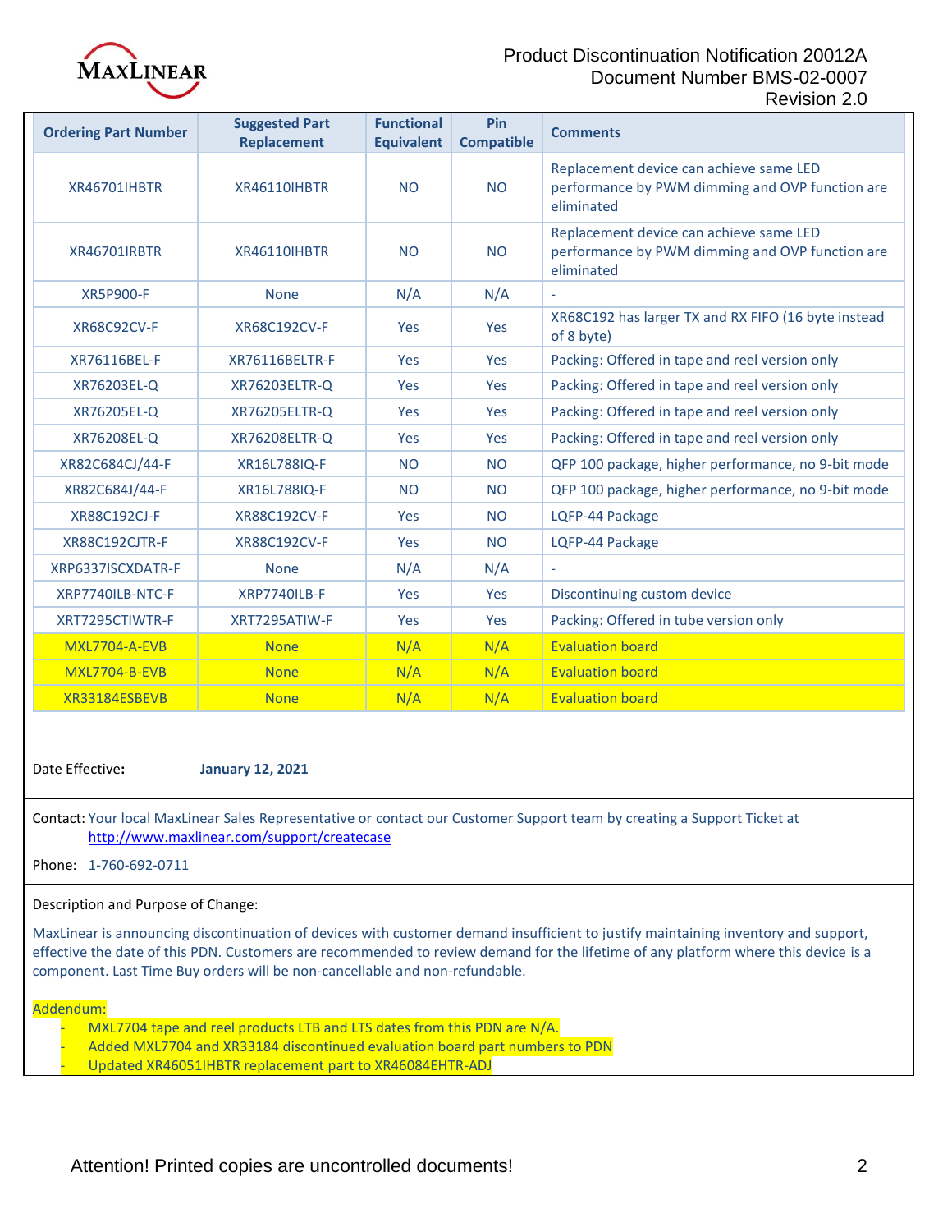| Ordering Part Number | Suggested Part Replacement | Functional Equivalent | Pin Compatible | Comments |
|---|---|---|---|---|
| XR46701IHBTR | XR46110IHBTR | NO | NO | Replacement device can achieve same LED performance by PWM dimming and OVP function are eliminated |
| XR46701IRBTR | XR46110IHBTR | NO | NO | Replacement device can achieve same LED performance by PWM dimming and OVP function are eliminated |
| XR5P900-F | None | N/A | N/A | - |
| XR68C92CV-F | XR68C192CV-F | Yes | Yes | XR68C192 has larger TX and RX FIFO (16 byte instead of 8 byte) |
| XR76116BEL-F | XR76116BELTR-F | Yes | Yes | Packing: Offered in tape and reel version only |
| XR76203EL-Q | XR76203ELTR-Q | Yes | Yes | Packing: Offered in tape and reel version only |
| XR76205EL-Q | XR76205ELTR-Q | Yes | Yes | Packing: Offered in tape and reel version only |
| XR76208EL-Q | XR76208ELTR-Q | Yes | Yes | Packing: Offered in tape and reel version only |
| XR82C684CJ/44-F | XR16L788IQ-F | NO | NO | QFP 100 package, higher performance, no 9-bit mode |
| XR82C684J/44-F | XR16L788IQ-F | NO | NO | QFP 100 package, higher performance, no 9-bit mode |
| XR88C192CJ-F | XR88C192CV-F | Yes | NO | LQFP-44 Package |
| XR88C192CJTR-F | XR88C192CV-F | Yes | NO | LQFP-44 Package |
| XRP6337ISCXDATR-F | None | N/A | N/A | - |
| XRP7740ILB-NTC-F | XRP7740ILB-F | Yes | Yes | Discontinuing custom device |
| XRT7295CTIWTR-F | XRT7295ATIW-F | Yes | Yes | Packing: Offered in tube version only |
| MXL7704-A-EVB | None | N/A | N/A | Evaluation board |
| MXL7704-B-EVB | None | N/A | N/A | Evaluation board |
| XR33184ESBEVB | None | N/A | N/A | Evaluation board |

Date Effective: **January 12, 2021**

Contact: Your local MaxLinear Sales Representative or contact our Customer Support team by creating a Support Ticket at http://www.maxlinear.com/support/createcase

Phone: 1-760-692-0711

Description and Purpose of Change:

MaxLinear is announcing discontinuation of devices with customer demand insufficient to justify maintaining inventory and support, effective the date of this PDN. Customers are recommended to review demand for the lifetime of any platform where this device is a component. Last Time Buy orders will be non-cancellable and non-refundable.

Addendum:

- MXL7704 tape and reel products LTB and LTS dates from this PDN are N/A.
- Added MXL7704 and XR33184 discontinued evaluation board part numbers to PDN
- Updated XR46051IHBTR replacement part to XR46084EHTR-ADJ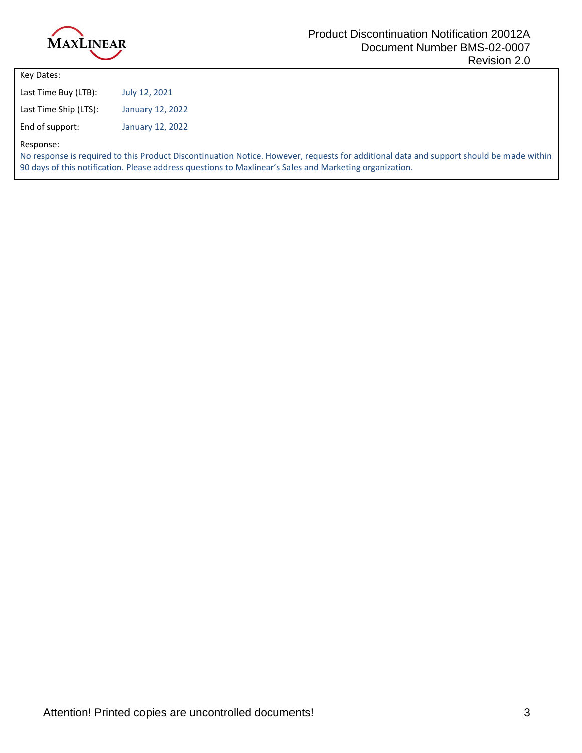Key Dates:

| | |
|---|---|
| Last Time Buy (LTB): | July 12, 2021 |
| Last Time Ship (LTS): | January 12, 2022 |
| End of support: | January 12, 2022 |

Response:

No response is required to this Product Discontinuation Notice. However, requests for additional data and support should be made within 90 days of this notification. Please address questions to Maxlinear's Sales and Marketing organization.